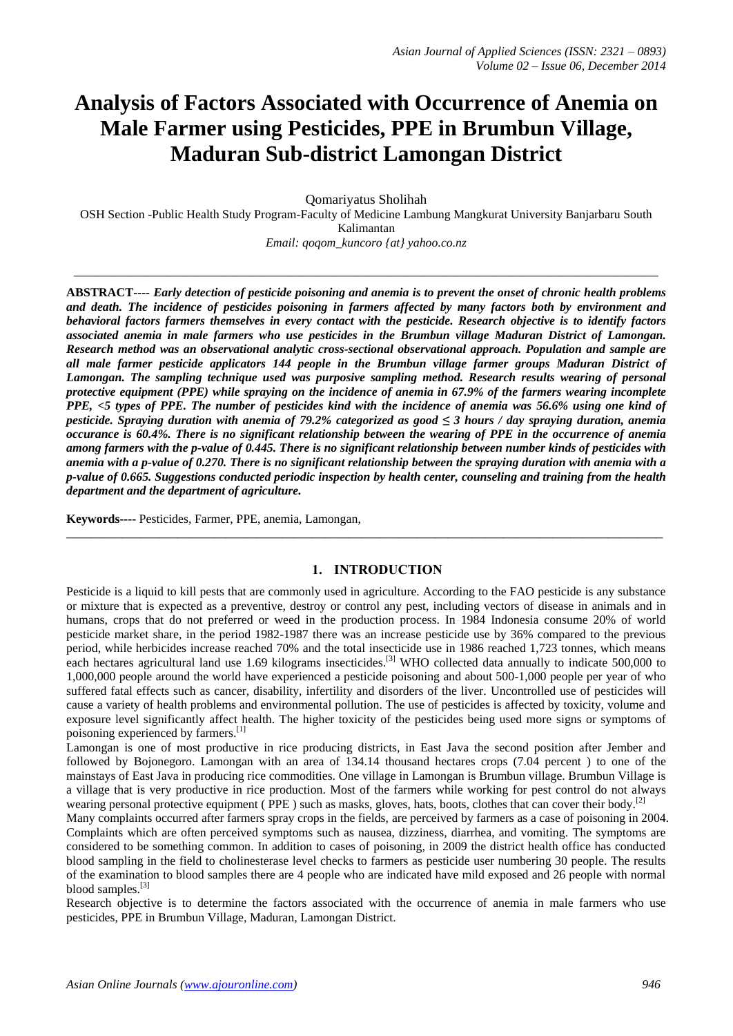# Analysis of Factors Associated with Occurrence of Anemia on Male Farmer using Pesticides, PPE in Brumbun Village, Maduran Sub-district Lamongan District

Qomariyatus Sholihah

OSH Section -Public Health Study Program-Faculty of Medicine Lambung Mangkurat University Banjarbaru South Kalimantan

*Email: qoqom_kuncoro {at} yahoo.co.nz*

---

**ABSTRACT----** ***Early detection of pesticide poisoning and anemia is to prevent the onset of chronic health problems and death. The incidence of pesticides poisoning in farmers affected by many factors both by environment and behavioral factors farmers themselves in every contact with the pesticide. Research objective is to identify factors associated anemia in male farmers who use pesticides in the Brumbun village Maduran District of Lamongan. Research method was an observational analytic cross-sectional observational approach. Population and sample are all male farmer pesticide applicators 144 people in the Brumbun village farmer groups Maduran District of Lamongan. The sampling technique used was purposive sampling method. Research results wearing of personal protective equipment (PPE) while spraying on the incidence of anemia in 67.9% of the farmers wearing incomplete PPE, <5 types of PPE. The number of pesticides kind with the incidence of anemia was 56.6% using one kind of pesticide. Spraying duration with anemia of 79.2% categorized as good ≤ 3 hours / day spraying duration, anemia occurance is 60.4%. There is no significant relationship between the wearing of PPE in the occurrence of anemia among farmers with the p-value of 0.445. There is no significant relationship between number kinds of pesticides with anemia with a p-value of 0.270. There is no significant relationship between the spraying duration with anemia with a p-value of 0.665. Suggestions conducted periodic inspection by health center, counseling and training from the health department and the department of agriculture.***

**Keywords----** Pesticides, Farmer, PPE, anemia, Lamongan,

---

## 1. INTRODUCTION

Pesticide is a liquid to kill pests that are commonly used in agriculture. According to the FAO pesticide is any substance or mixture that is expected as a preventive, destroy or control any pest, including vectors of disease in animals and in humans, crops that do not preferred or weed in the production process. In 1984 Indonesia consume 20% of world pesticide market share, in the period 1982-1987 there was an increase pesticide use by 36% compared to the previous period, while herbicides increase reached 70% and the total insecticide use in 1986 reached 1,723 tonnes, which means each hectares agricultural land use 1.69 kilograms insecticides.[3] WHO collected data annually to indicate 500,000 to 1,000,000 people around the world have experienced a pesticide poisoning and about 500-1,000 people per year of who suffered fatal effects such as cancer, disability, infertility and disorders of the liver. Uncontrolled use of pesticides will cause a variety of health problems and environmental pollution. The use of pesticides is affected by toxicity, volume and exposure level significantly affect health. The higher toxicity of the pesticides being used more signs or symptoms of poisoning experienced by farmers.[1]

Lamongan is one of most productive in rice producing districts, in East Java the second position after Jember and followed by Bojonegoro. Lamongan with an area of 134.14 thousand hectares crops (7.04 percent ) to one of the mainstays of East Java in producing rice commodities. One village in Lamongan is Brumbun village. Brumbun Village is a village that is very productive in rice production. Most of the farmers while working for pest control do not always wearing personal protective equipment ( PPE ) such as masks, gloves, hats, boots, clothes that can cover their body.[2]

Many complaints occurred after farmers spray crops in the fields, are perceived by farmers as a case of poisoning in 2004. Complaints which are often perceived symptoms such as nausea, dizziness, diarrhea, and vomiting. The symptoms are considered to be something common. In addition to cases of poisoning, in 2009 the district health office has conducted blood sampling in the field to cholinesterase level checks to farmers as pesticide user numbering 30 people. The results of the examination to blood samples there are 4 people who are indicated have mild exposed and 26 people with normal blood samples.[3]

Research objective is to determine the factors associated with the occurrence of anemia in male farmers who use pesticides, PPE in Brumbun Village, Maduran, Lamongan District.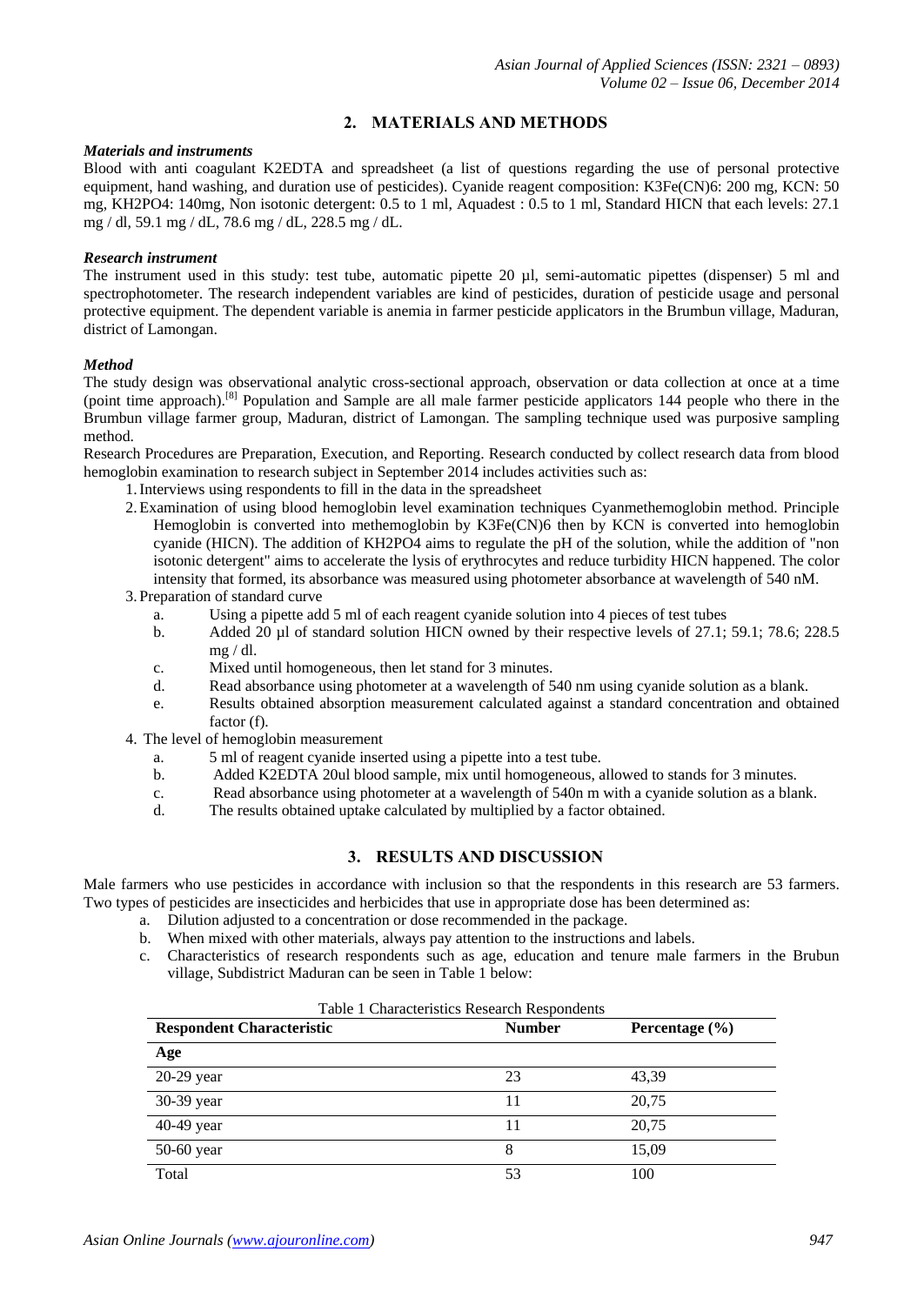## 2. MATERIALS AND METHODS

### *Materials and instruments*

Blood with anti coagulant K2EDTA and spreadsheet (a list of questions regarding the use of personal protective equipment, hand washing, and duration use of pesticides). Cyanide reagent composition: $K_3Fe(CN)_6$: 200 mg, KCN: 50 mg, $KH_2PO_4$: 140mg, Non isotonic detergent: 0.5 to 1 ml, Aquadest : 0.5 to 1 ml, Standard HICN that each levels: 27.1 mg / dl, 59.1 mg / dL, 78.6 mg / dL, 228.5 mg / dL.

### *Research instrument*

The instrument used in this study: test tube, automatic pipette 20 µl, semi-automatic pipettes (dispenser) 5 ml and spectrophotometer. The research independent variables are kind of pesticides, duration of pesticide usage and personal protective equipment. The dependent variable is anemia in farmer pesticide applicators in the Brumbun village, Maduran, district of Lamongan.

### *Method*

The study design was observational analytic cross-sectional approach, observation or data collection at once at a time (point time approach).[8] Population and Sample are all male farmer pesticide applicators 144 people who there in the Brumbun village farmer group, Maduran, district of Lamongan. The sampling technique used was purposive sampling method.

Research Procedures are Preparation, Execution, and Reporting. Research conducted by collect research data from blood hemoglobin examination to research subject in September 2014 includes activities such as:

1. Interviews using respondents to fill in the data in the spreadsheet
2. Examination of using blood hemoglobin level examination techniques Cyanmethemoglobin method. Principle Hemoglobin is converted into methemoglobin by $K_3Fe(CN)_6$ then by KCN is converted into hemoglobin cyanide (HICN). The addition of $KH_2PO_4$ aims to regulate the pH of the solution, while the addition of "non isotonic detergent" aims to accelerate the lysis of erythrocytes and reduce turbidity HICN happened. The color intensity that formed, its absorbance was measured using photometer absorbance at wavelength of 540 nM.
3. Preparation of standard curve
   a. Using a pipette add 5 ml of each reagent cyanide solution into 4 pieces of test tubes
   b. Added 20 µl of standard solution HICN owned by their respective levels of 27.1; 59.1; 78.6; 228.5 mg / dl.
   c. Mixed until homogeneous, then let stand for 3 minutes.
   d. Read absorbance using photometer at a wavelength of 540 nm using cyanide solution as a blank.
   e. Results obtained absorption measurement calculated against a standard concentration and obtained factor (f).
4. The level of hemoglobin measurement
   a. 5 ml of reagent cyanide inserted using a pipette into a test tube.
   b. Added K2EDTA 20ul blood sample, mix until homogeneous, allowed to stands for 3 minutes.
   c. Read absorbance using photometer at a wavelength of 540n m with a cyanide solution as a blank.
   d. The results obtained uptake calculated by multiplied by a factor obtained.

## 3. RESULTS AND DISCUSSION

Male farmers who use pesticides in accordance with inclusion so that the respondents in this research are 53 farmers. Two types of pesticides are insecticides and herbicides that use in appropriate dose has been determined as:

a. Dilution adjusted to a concentration or dose recommended in the package.
b. When mixed with other materials, always pay attention to the instructions and labels.
c. Characteristics of research respondents such as age, education and tenure male farmers in the Brubun village, Subdistrict Maduran can be seen in Table 1 below:

Table 1 Characteristics Research Respondents

| Respondent Characteristic | Number | Percentage (%) |
|---|---|---|
| **Age** | | |
| 20-29 year | 23 | 43,39 |
| 30-39 year | 11 | 20,75 |
| 40-49 year | 11 | 20,75 |
| 50-60 year | 8 | 15,09 |
| Total | 53 | 100 |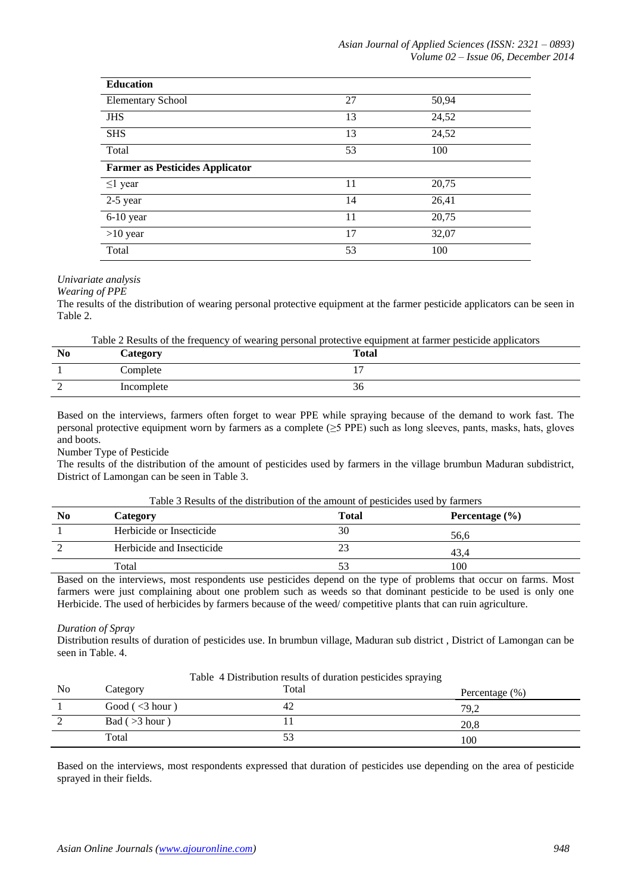| Education | | |
|---|---|---|
| Elementary School | 27 | 50,94 |
| JHS | 13 | 24,52 |
| SHS | 13 | 24,52 |
| Total | 53 | 100 |
| **Farmer as Pesticides Applicator** | | |
| ≤1 year | 11 | 20,75 |
| 2-5 year | 14 | 26,41 |
| 6-10 year | 11 | 20,75 |
| >10 year | 17 | 32,07 |
| Total | 53 | 100 |

*Univariate analysis*

*Wearing of PPE*

The results of the distribution of wearing personal protective equipment at the farmer pesticide applicators can be seen in Table 2.

Table 2 Results of the frequency of wearing personal protective equipment at farmer pesticide applicators

| No | Category | Total |
|---|---|---|
| 1 | Complete | 17 |
| 2 | Incomplete | 36 |

Based on the interviews, farmers often forget to wear PPE while spraying because of the demand to work fast. The personal protective equipment worn by farmers as a complete (≥5 PPE) such as long sleeves, pants, masks, hats, gloves and boots.

Number Type of Pesticide

The results of the distribution of the amount of pesticides used by farmers in the village brumbun Maduran subdistrict, District of Lamongan can be seen in Table 3.

Table 3 Results of the distribution of the amount of pesticides used by farmers

| No | Category | Total | Percentage (%) |
|---|---|---|---|
| 1 | Herbicide or Insecticide | 30 | 56,6 |
| 2 | Herbicide and Insecticide | 23 | 43,4 |
| | Total | 53 | 100 |

Based on the interviews, most respondents use pesticides depend on the type of problems that occur on farms. Most farmers were just complaining about one problem such as weeds so that dominant pesticide to be used is only one Herbicide. The used of herbicides by farmers because of the weed/ competitive plants that can ruin agriculture.

*Duration of Spray*

Distribution results of duration of pesticides use. In brumbun village, Maduran sub district , District of Lamongan can be seen in Table. 4.

Table 4 Distribution results of duration pesticides spraying

| No | Category | Total | Percentage (%) |
|---|---|---|---|
| 1 | Good ( <3 hour ) | 42 | 79,2 |
| 2 | Bad ( >3 hour ) | 11 | 20,8 |
| | Total | 53 | 100 |

Based on the interviews, most respondents expressed that duration of pesticides use depending on the area of pesticide sprayed in their fields.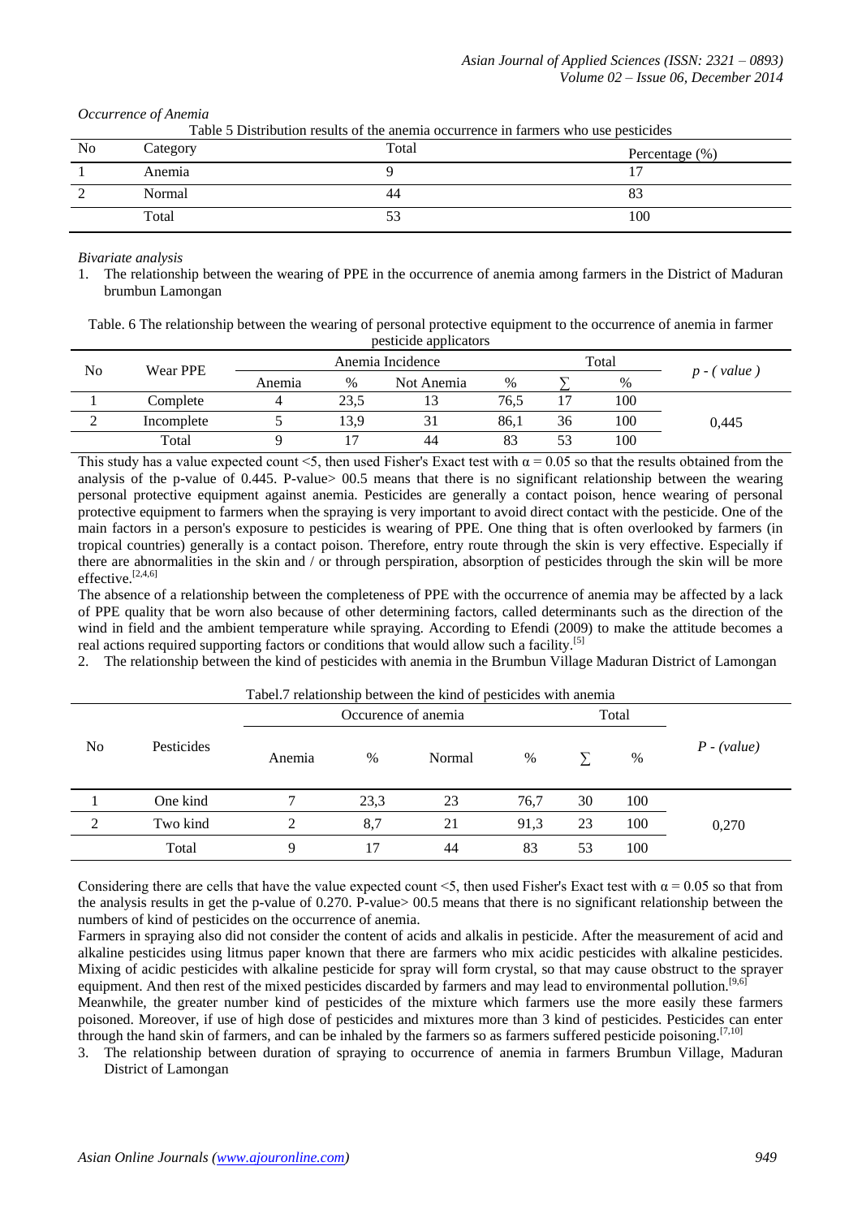*Occurrence of Anemia*

Table 5 Distribution results of the anemia occurrence in farmers who use pesticides

| No | Category | Total | Percentage (%) |
|---|---|---|---|
| 1 | Anemia | 9 | 17 |
| 2 | Normal | 44 | 83 |
| | Total | 53 | 100 |

*Bivariate analysis*

1. The relationship between the wearing of PPE in the occurrence of anemia among farmers in the District of Maduran brumbun Lamongan

Table. 6 The relationship between the wearing of personal protective equipment to the occurrence of anemia in farmer pesticide applicators

| No | Wear PPE | Anemia Incidence | | | | Total | | p - ( value ) |
|---|---|---|---|---|---|---|---|---|
| | | Anemia | % | Not Anemia | % | ∑ | % | |
| 1 | Complete | 4 | 23,5 | 13 | 76,5 | 17 | 100 | 0,445 |
| 2 | Incomplete | 5 | 13,9 | 31 | 86,1 | 36 | 100 | |
| | Total | 9 | 17 | 44 | 83 | 53 | 100 | |

This study has a value expected count <5, then used Fisher's Exact test with $\alpha = 0.05$ so that the results obtained from the analysis of the p-value of 0.445. P-value> 00.5 means that there is no significant relationship between the wearing personal protective equipment against anemia. Pesticides are generally a contact poison, hence wearing of personal protective equipment to farmers when the spraying is very important to avoid direct contact with the pesticide. One of the main factors in a person's exposure to pesticides is wearing of PPE. One thing that is often overlooked by farmers (in tropical countries) generally is a contact poison. Therefore, entry route through the skin is very effective. Especially if there are abnormalities in the skin and / or through perspiration, absorption of pesticides through the skin will be more effective.[2,4,6]

The absence of a relationship between the completeness of PPE with the occurrence of anemia may be affected by a lack of PPE quality that be worn also because of other determining factors, called determinants such as the direction of the wind in field and the ambient temperature while spraying. According to Efendi (2009) to make the attitude becomes a real actions required supporting factors or conditions that would allow such a facility.[5]

2. The relationship between the kind of pesticides with anemia in the Brumbun Village Maduran District of Lamongan

Tabel.7 relationship between the kind of pesticides with anemia

| No | Pesticides | Occurence of anemia | | | | Total | | P - (value) |
|---|---|---|---|---|---|---|---|---|
| | | Anemia | % | Normal | % | ∑ | % | |
| 1 | One kind | 7 | 23,3 | 23 | 76,7 | 30 | 100 | 0,270 |
| 2 | Two kind | 2 | 8,7 | 21 | 91,3 | 23 | 100 | |
| | Total | 9 | 17 | 44 | 83 | 53 | 100 | |

Considering there are cells that have the value expected count <5, then used Fisher's Exact test with $\alpha = 0.05$ so that from the analysis results in get the p-value of 0.270. P-value> 00.5 means that there is no significant relationship between the numbers of kind of pesticides on the occurrence of anemia.

Farmers in spraying also did not consider the content of acids and alkalis in pesticide. After the measurement of acid and alkaline pesticides using litmus paper known that there are farmers who mix acidic pesticides with alkaline pesticides. Mixing of acidic pesticides with alkaline pesticide for spray will form crystal, so that may cause obstruct to the sprayer equipment. And then rest of the mixed pesticides discarded by farmers and may lead to environmental pollution.[9,6]

Meanwhile, the greater number kind of pesticides of the mixture which farmers use the more easily these farmers poisoned. Moreover, if use of high dose of pesticides and mixtures more than 3 kind of pesticides. Pesticides can enter through the hand skin of farmers, and can be inhaled by the farmers so as farmers suffered pesticide poisoning.[7,10]

3. The relationship between duration of spraying to occurrence of anemia in farmers Brumbun Village, Maduran District of Lamongan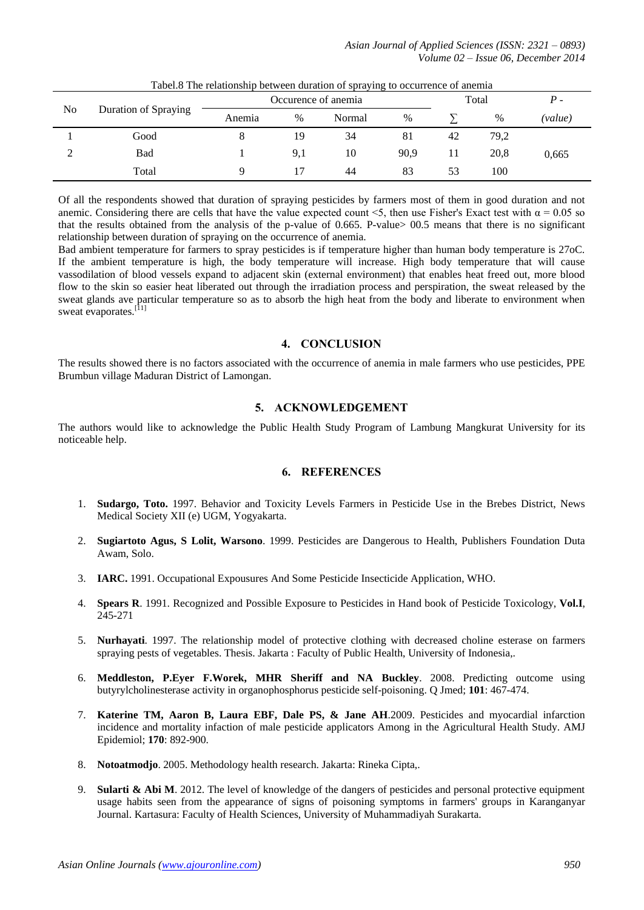Tabel.8 The relationship between duration of spraying to occurrence of anemia

| No | Duration of Spraying | Occurence of anemia | | | | Total | | *P - (value)* |
|---|---|---|---|---|---|---|---|---|
| | | Anemia | % | Normal | % | ∑ | % | |
| 1 | Good | 8 | 19 | 34 | 81 | 42 | 79,2 | 0,665 |
| 2 | Bad | 1 | 9,1 | 10 | 90,9 | 11 | 20,8 | |
| | Total | 9 | 17 | 44 | 83 | 53 | 100 | |

Of all the respondents showed that duration of spraying pesticides by farmers most of them in good duration and not anemic. Considering there are cells that have the value expected count <5, then use Fisher's Exact test with α = 0.05 so that the results obtained from the analysis of the p-value of 0.665. P-value> 00.5 means that there is no significant relationship between duration of spraying on the occurrence of anemia.

Bad ambient temperature for farmers to spray pesticides is if temperature higher than human body temperature is 27oC. If the ambient temperature is high, the body temperature will increase. High body temperature that will cause vassodilation of blood vessels expand to adjacent skin (external environment) that enables heat freed out, more blood flow to the skin so easier heat liberated out through the irradiation process and perspiration, the sweat released by the sweat glands ave particular temperature so as to absorb the high heat from the body and liberate to environment when sweat evaporates.[11]

## 4. CONCLUSION

The results showed there is no factors associated with the occurrence of anemia in male farmers who use pesticides, PPE Brumbun village Maduran District of Lamongan.

## 5. ACKNOWLEDGEMENT

The authors would like to acknowledge the Public Health Study Program of Lambung Mangkurat University for its noticeable help.

## 6. REFERENCES

1. **Sudargo, Toto.** 1997. Behavior and Toxicity Levels Farmers in Pesticide Use in the Brebes District, News Medical Society XII (e) UGM, Yogyakarta.
2. **Sugiartoto Agus, S Lolit, Warsono**. 1999. Pesticides are Dangerous to Health, Publishers Foundation Duta Awam, Solo.
3. **IARC.** 1991. Occupational Expousures And Some Pesticide Insecticide Application, WHO.
4. **Spears R**. 1991. Recognized and Possible Exposure to Pesticides in Hand book of Pesticide Toxicology, **Vol.I**, 245-271
5. **Nurhayati**. 1997. The relationship model of protective clothing with decreased choline esterase on farmers spraying pests of vegetables. Thesis. Jakarta : Faculty of Public Health, University of Indonesia,.
6. **Meddleston, P.Eyer F.Worek, MHR Sheriff and NA Buckley**. 2008. Predicting outcome using butyrylcholinesterase activity in organophosphorus pesticide self-poisoning. Q Jmed; **101**: 467-474.
7. **Katerine TM, Aaron B, Laura EBF, Dale PS, & Jane AH**.2009. Pesticides and myocardial infarction incidence and mortality infaction of male pesticide applicators Among in the Agricultural Health Study. AMJ Epidemiol; **170**: 892-900.
8. **Notoatmodjo**. 2005. Methodology health research. Jakarta: Rineka Cipta,.
9. **Sularti & Abi M**. 2012. The level of knowledge of the dangers of pesticides and personal protective equipment usage habits seen from the appearance of signs of poisoning symptoms in farmers' groups in Karanganyar Journal. Kartasura: Faculty of Health Sciences, University of Muhammadiyah Surakarta.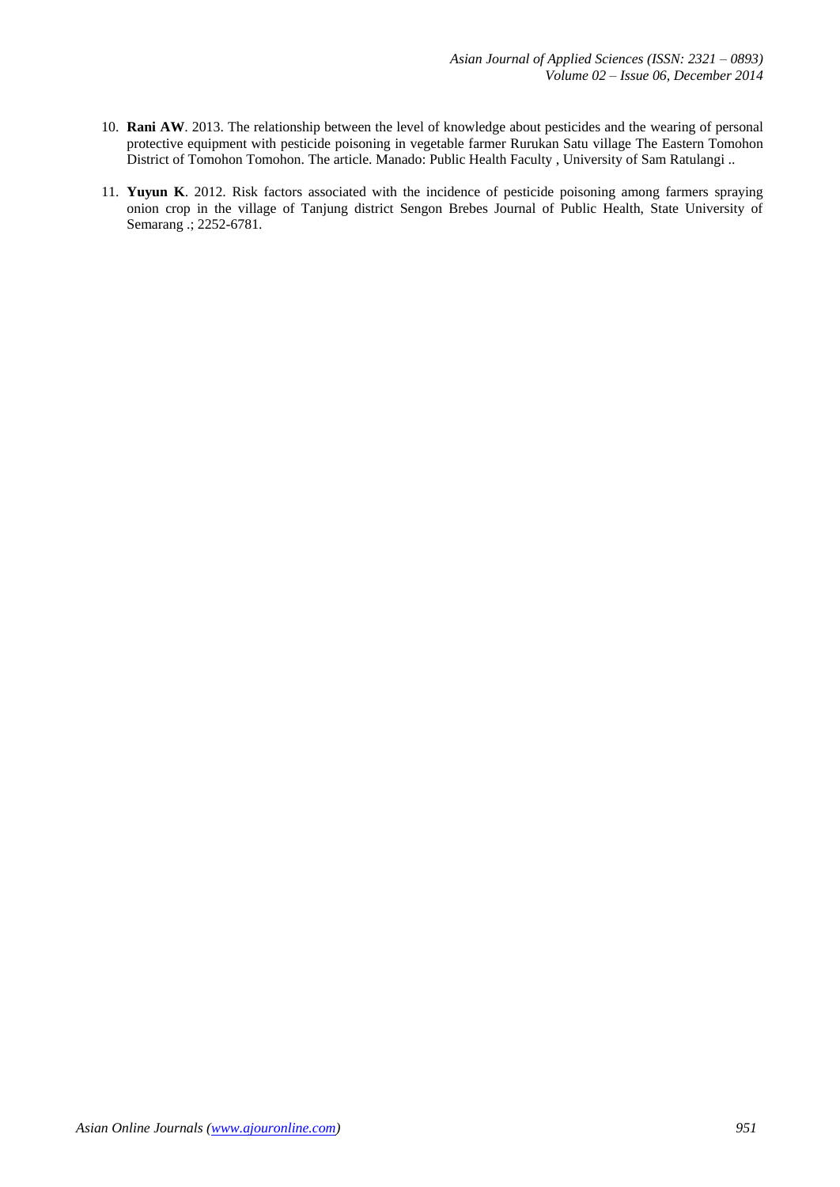10. **Rani AW**. 2013. The relationship between the level of knowledge about pesticides and the wearing of personal protective equipment with pesticide poisoning in vegetable farmer Rurukan Satu village The Eastern Tomohon District of Tomohon Tomohon. The article. Manado: Public Health Faculty , University of Sam Ratulangi ..

11. **Yuyun K**. 2012. Risk factors associated with the incidence of pesticide poisoning among farmers spraying onion crop in the village of Tanjung district Sengon Brebes Journal of Public Health, State University of Semarang .; 2252-6781.